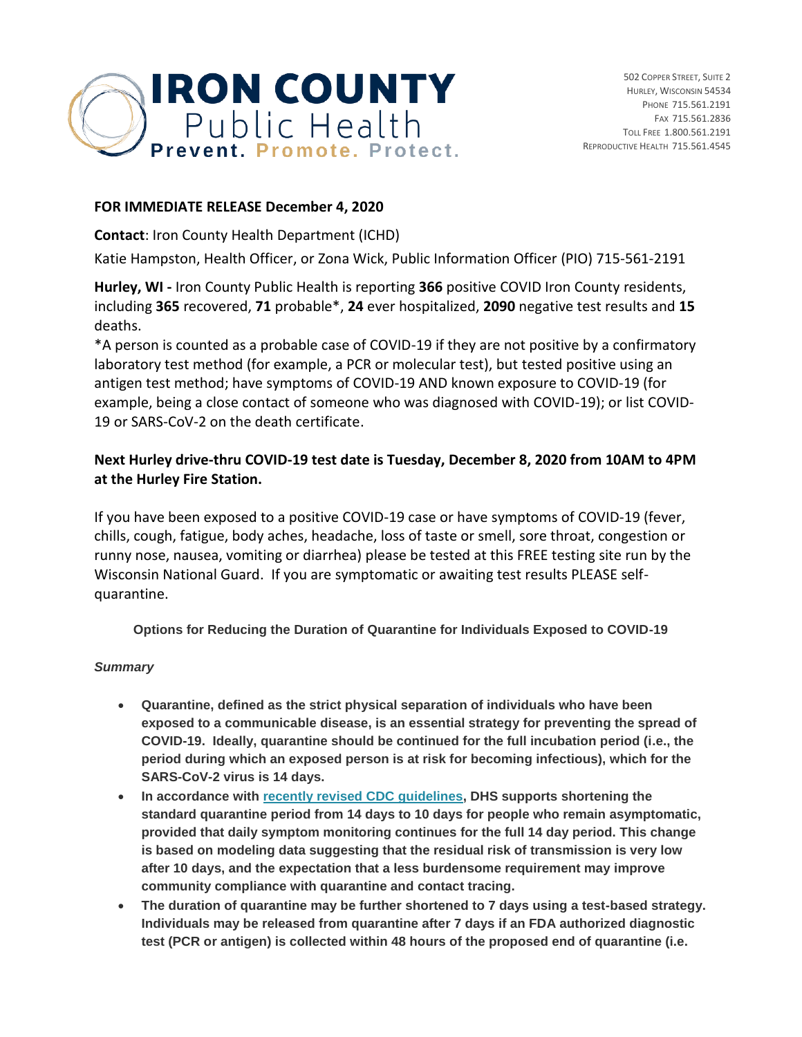# IRON COUNTY Public Health

**Prevent. Promote. Protect.**

502 Copper Street, Suite 2
Hurley, Wisconsin 54534
Phone 715.561.2191
Fax 715.561.2836
Toll Free 1.800.561.2191
Reproductive Health 715.561.4545

**FOR IMMEDIATE RELEASE December 4, 2020**

**Contact**: Iron County Health Department (ICHD)

Katie Hampston, Health Officer, or Zona Wick, Public Information Officer (PIO) 715-561-2191

**Hurley, WI -** Iron County Public Health is reporting **366** positive COVID Iron County residents, including **365** recovered, **71** probable*, **24** ever hospitalized, **2090** negative test results and **15** deaths.

*A person is counted as a probable case of COVID-19 if they are not positive by a confirmatory laboratory test method (for example, a PCR or molecular test), but tested positive using an antigen test method; have symptoms of COVID-19 AND known exposure to COVID-19 (for example, being a close contact of someone who was diagnosed with COVID-19); or list COVID-19 or SARS-CoV-2 on the death certificate.

**Next Hurley drive-thru COVID-19 test date is Tuesday, December 8, 2020 from 10AM to 4PM at the Hurley Fire Station.**

If you have been exposed to a positive COVID-19 case or have symptoms of COVID-19 (fever, chills, cough, fatigue, body aches, headache, loss of taste or smell, sore throat, congestion or runny nose, nausea, vomiting or diarrhea) please be tested at this FREE testing site run by the Wisconsin National Guard. If you are symptomatic or awaiting test results PLEASE self-quarantine.

**Options for Reducing the Duration of Quarantine for Individuals Exposed to COVID-19**

***Summary***

- **Quarantine, defined as the strict physical separation of individuals who have been exposed to a communicable disease, is an essential strategy for preventing the spread of COVID-19. Ideally, quarantine should be continued for the full incubation period (i.e., the period during which an exposed person is at risk for becoming infectious), which for the SARS-CoV-2 virus is 14 days.**
- **In accordance with recently revised CDC guidelines, DHS supports shortening the standard quarantine period from 14 days to 10 days for people who remain asymptomatic, provided that daily symptom monitoring continues for the full 14 day period. This change is based on modeling data suggesting that the residual risk of transmission is very low after 10 days, and the expectation that a less burdensome requirement may improve community compliance with quarantine and contact tracing.**
- **The duration of quarantine may be further shortened to 7 days using a test-based strategy. Individuals may be released from quarantine after 7 days if an FDA authorized diagnostic test (PCR or antigen) is collected within 48 hours of the proposed end of quarantine (i.e.**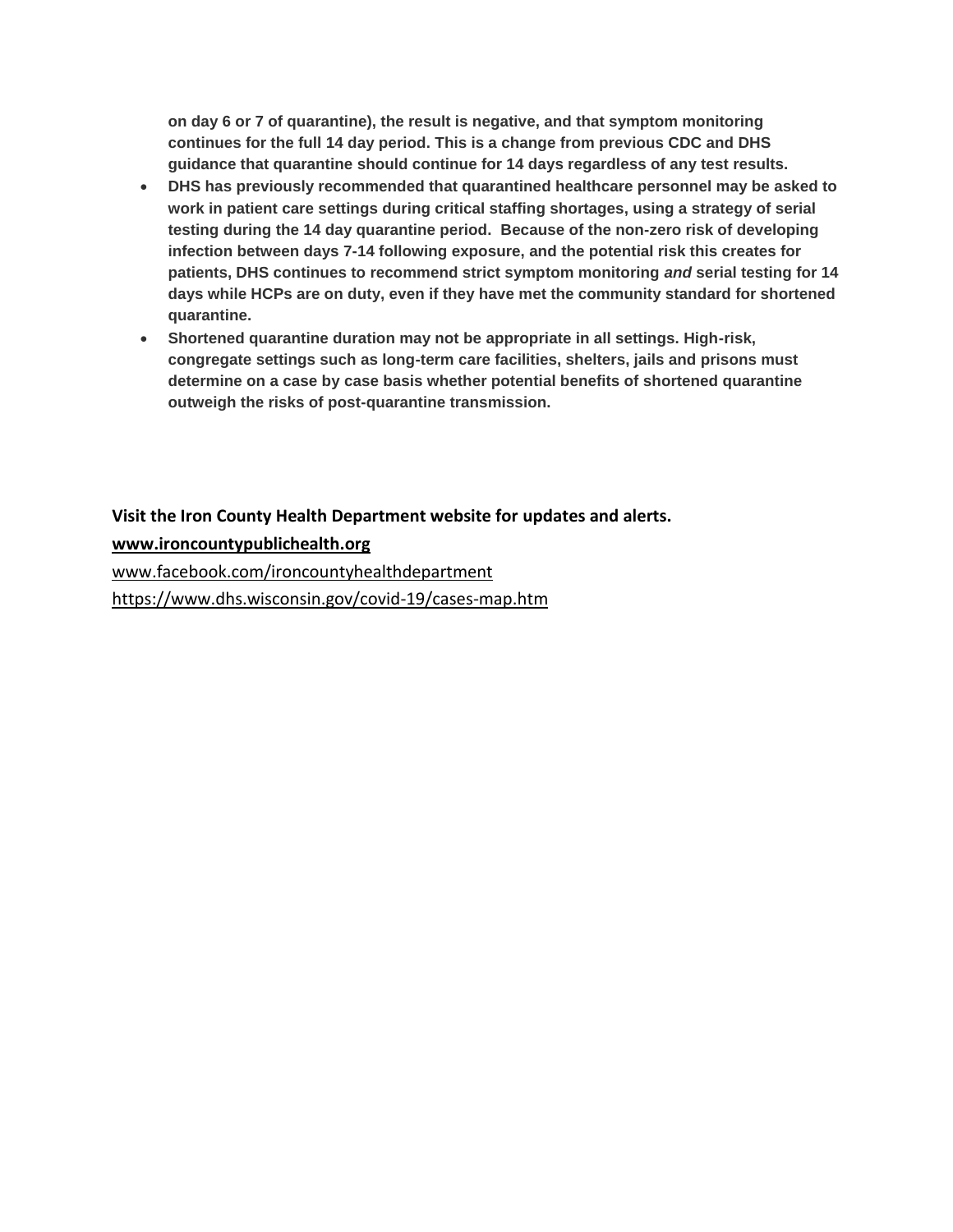**on day 6 or 7 of quarantine), the result is negative, and that symptom monitoring continues for the full 14 day period. This is a change from previous CDC and DHS guidance that quarantine should continue for 14 days regardless of any test results.**

- **DHS has previously recommended that quarantined healthcare personnel may be asked to work in patient care settings during critical staffing shortages, using a strategy of serial testing during the 14 day quarantine period. Because of the non-zero risk of developing infection between days 7-14 following exposure, and the potential risk this creates for patients, DHS continues to recommend strict symptom monitoring *and* serial testing for 14 days while HCPs are on duty, even if they have met the community standard for shortened quarantine.**
- **Shortened quarantine duration may not be appropriate in all settings. High-risk, congregate settings such as long-term care facilities, shelters, jails and prisons must determine on a case by case basis whether potential benefits of shortened quarantine outweigh the risks of post-quarantine transmission.**

**Visit the Iron County Health Department website for updates and alerts.**

**www.ironcountypublichealth.org**

www.facebook.com/ironcountyhealthdepartment

https://www.dhs.wisconsin.gov/covid-19/cases-map.htm